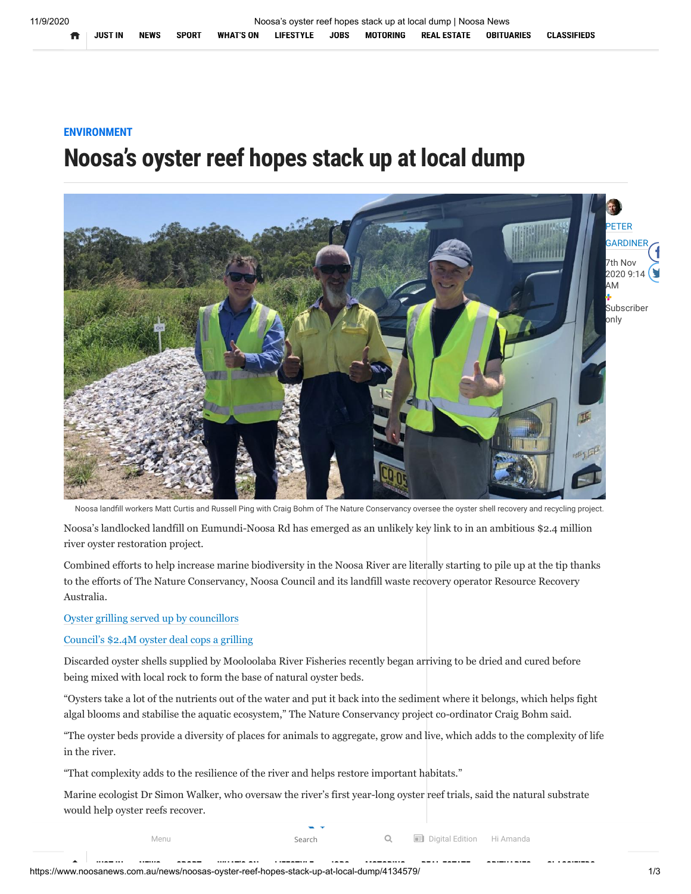ENVIRONMENT

# Noosa's oyster reef hopes stack up at local dump

PETER GARDINER

7th Nov 2020 9:14 AM

Subscriber only

Noosa landfill workers Matt Curtis and Russell Ping with Craig Bohm of The Nature Conservancy oversee the oyster shell recovery and recycling project.

Noosa's landlocked landfill on Eumundi-Noosa Rd has emerged as an unlikely key link to in an ambitious $2.4 million river oyster restoration project.

Combined efforts to help increase marine biodiversity in the Noosa River are literally starting to pile up at the tip thanks to the efforts of The Nature Conservancy, Noosa Council and its landfill waste recovery operator Resource Recovery Australia.

Oyster grilling served up by councillors

Council's $2.4M oyster deal cops a grilling

Discarded oyster shells supplied by Mooloolaba River Fisheries recently began arriving to be dried and cured before being mixed with local rock to form the base of natural oyster beds.

"Oysters take a lot of the nutrients out of the water and put it back into the sediment where it belongs, which helps fight algal blooms and stabilise the aquatic ecosystem," The Nature Conservancy project co-ordinator Craig Bohm said.

"The oyster beds provide a diversity of places for animals to aggregate, grow and live, which adds to the complexity of life in the river.

"That complexity adds to the resilience of the river and helps restore important habitats."

Marine ecologist Dr Simon Walker, who oversaw the river's first year-long oyster reef trials, said the natural substrate would help oyster reefs recover.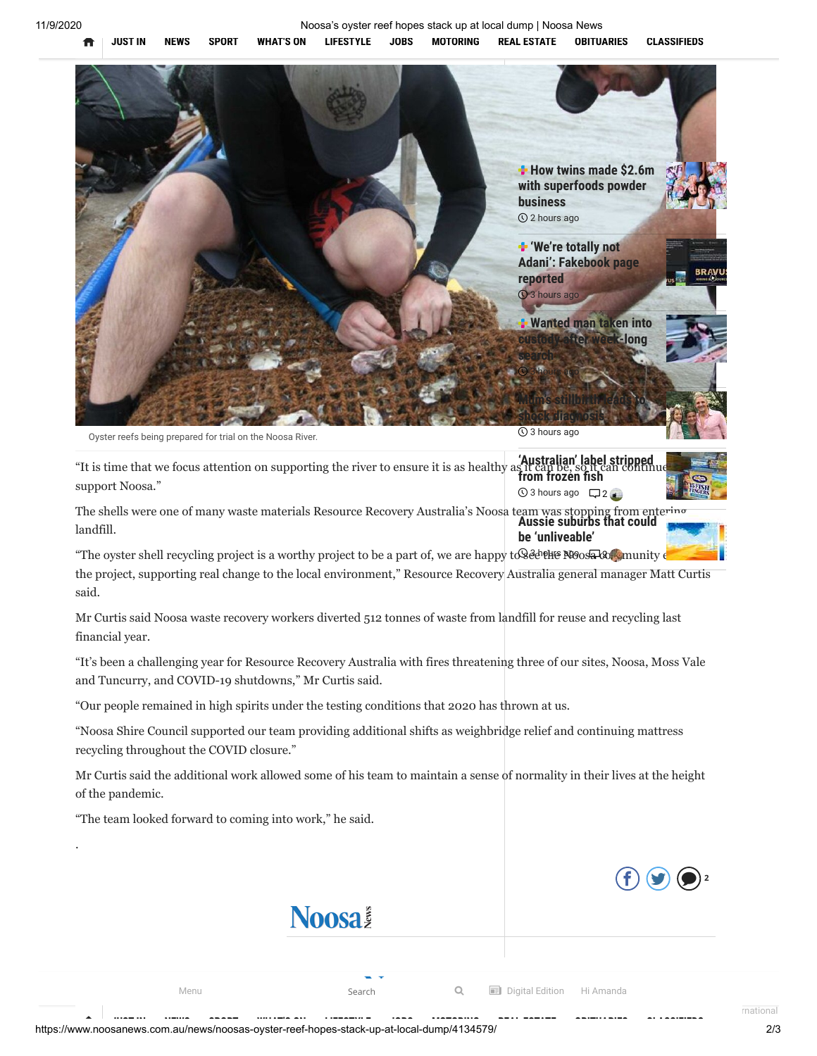Oyster reefs being prepared for trial on the Noosa River.

"It is time that we focus attention on supporting the river to ensure it is as healthy as it can be, so it can continue to support Noosa."

The shells were one of many waste materials Resource Recovery Australia's Noosa team was stopping from entering landfill.

"The oyster shell recycling project is a worthy project to be a part of, we are happy to see the Noosa community embrace the project, supporting real change to the local environment," Resource Recovery Australia general manager Matt Curtis said.

Mr Curtis said Noosa waste recovery workers diverted 512 tonnes of waste from landfill for reuse and recycling last financial year.

"It's been a challenging year for Resource Recovery Australia with fires threatening three of our sites, Noosa, Moss Vale and Tuncurry, and COVID-19 shutdowns," Mr Curtis said.

"Our people remained in high spirits under the testing conditions that 2020 has thrown at us.

"Noosa Shire Council supported our team providing additional shifts as weighbridge relief and continuing mattress recycling throughout the COVID closure."

Mr Curtis said the additional work allowed some of his team to maintain a sense of normality in their lives at the height of the pandemic.

"The team looked forward to coming into work," he said.

.